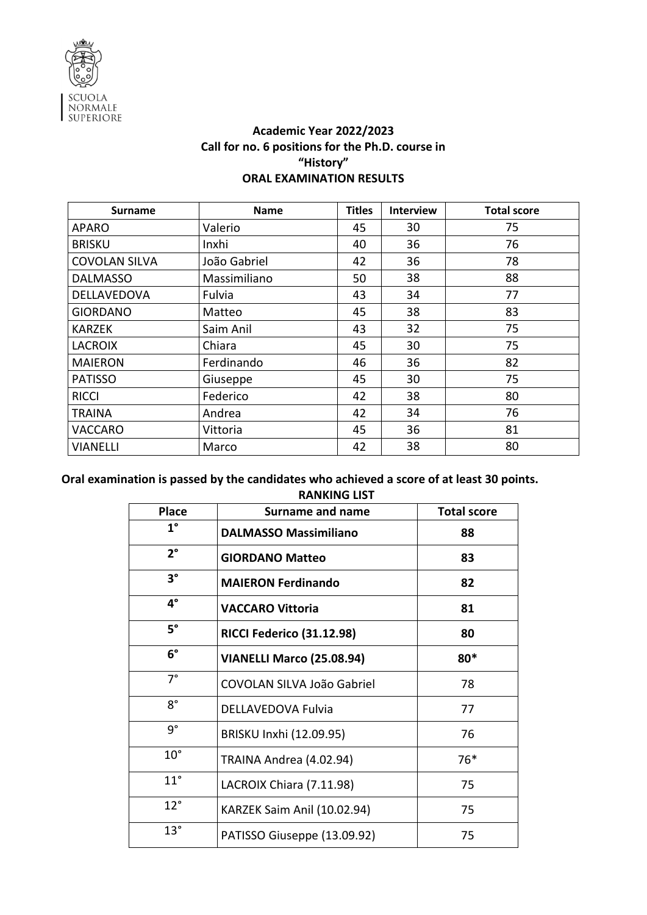SCUOLA NORMALE SUPERIORE

**Academic Year 2022/2023**
**Call for no. 6 positions for the Ph.D. course in**
**"History"**
**ORAL EXAMINATION RESULTS**

| Surname | Name | Titles | Interview | Total score |
|---|---|---|---|---|
| APARO | Valerio | 45 | 30 | 75 |
| BRISKU | Inxhi | 40 | 36 | 76 |
| COVOLAN SILVA | João Gabriel | 42 | 36 | 78 |
| DALMASSO | Massimiliano | 50 | 38 | 88 |
| DELLAVEDOVA | Fulvia | 43 | 34 | 77 |
| GIORDANO | Matteo | 45 | 38 | 83 |
| KARZEK | Saim Anil | 43 | 32 | 75 |
| LACROIX | Chiara | 45 | 30 | 75 |
| MAIERON | Ferdinando | 46 | 36 | 82 |
| PATISSO | Giuseppe | 45 | 30 | 75 |
| RICCI | Federico | 42 | 38 | 80 |
| TRAINA | Andrea | 42 | 34 | 76 |
| VACCARO | Vittoria | 45 | 36 | 81 |
| VIANELLI | Marco | 42 | 38 | 80 |

**Oral examination is passed by the candidates who achieved a score of at least 30 points.**

**RANKING LIST**

| Place | Surname and name | Total score |
|---|---|---|
| **1°** | **DALMASSO Massimiliano** | **88** |
| **2°** | **GIORDANO Matteo** | **83** |
| **3°** | **MAIERON Ferdinando** | **82** |
| **4°** | **VACCARO Vittoria** | **81** |
| **5°** | **RICCI Federico (31.12.98)** | **80** |
| **6°** | **VIANELLI Marco (25.08.94)** | **80*** |
| 7° | COVOLAN SILVA João Gabriel | 78 |
| 8° | DELLAVEDOVA Fulvia | 77 |
| 9° | BRISKU Inxhi (12.09.95) | 76 |
| 10° | TRAINA Andrea (4.02.94) | 76* |
| 11° | LACROIX Chiara (7.11.98) | 75 |
| 12° | KARZEK Saim Anil (10.02.94) | 75 |
| 13° | PATISSO Giuseppe (13.09.92) | 75 |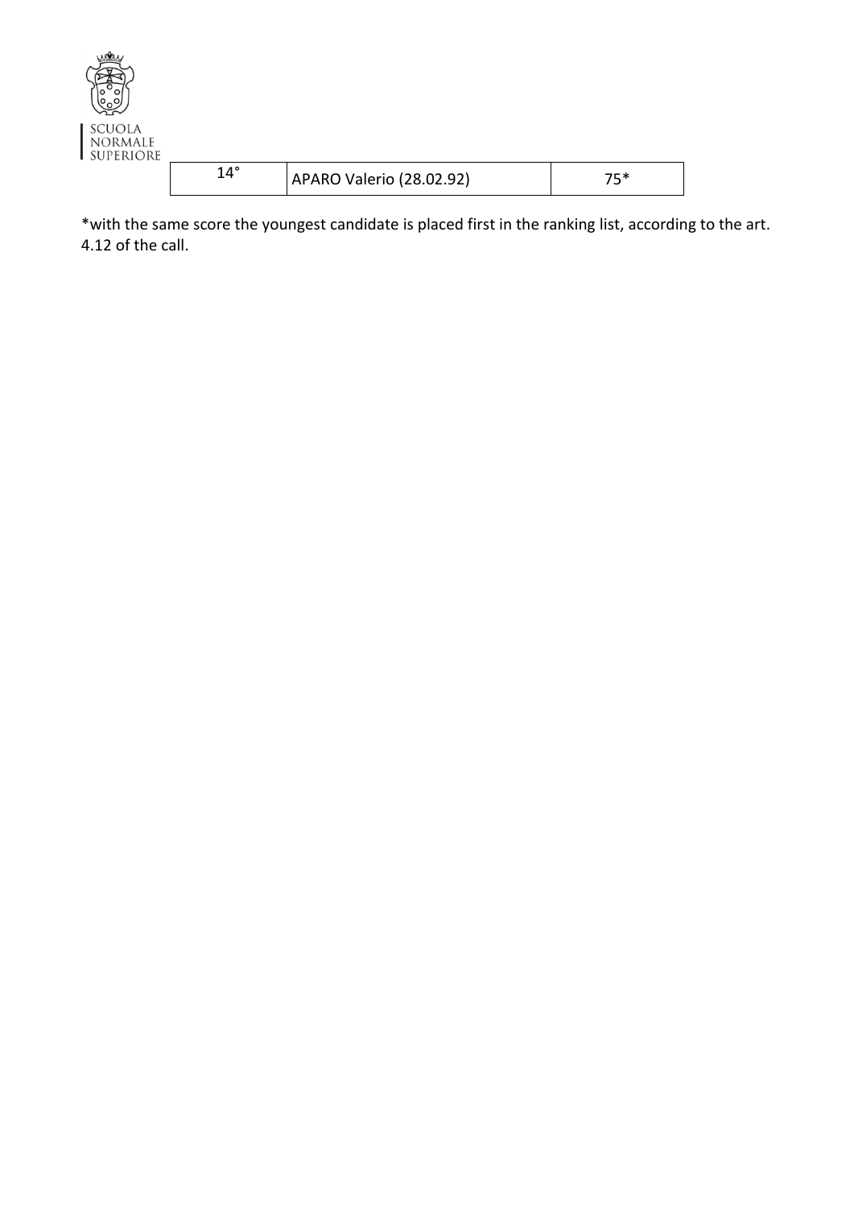| | | |
|---|---|---|
| 14° | APARO Valerio (28.02.92) | 75* |

*with the same score the youngest candidate is placed first in the ranking list, according to the art. 4.12 of the call.